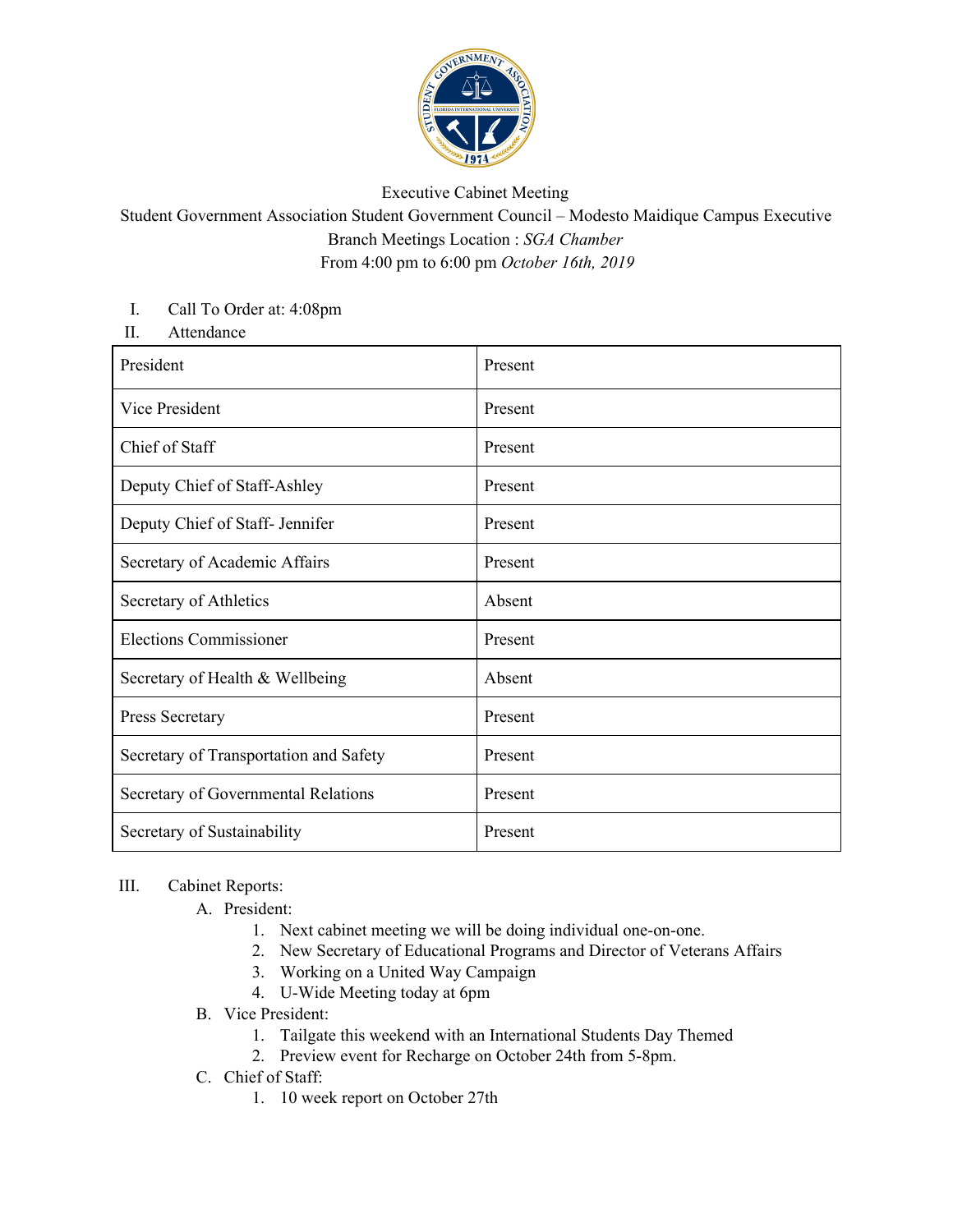Executive Cabinet Meeting

Student Government Association Student Government Council – Modesto Maidique Campus Executive Branch Meetings Location : *SGA Chamber*

From 4:00 pm to 6:00 pm *October 16th, 2019*

I. Call To Order at: 4:08pm

II. Attendance

| | |
|---|---|
| President | Present |
| Vice President | Present |
| Chief of Staff | Present |
| Deputy Chief of Staff-Ashley | Present |
| Deputy Chief of Staff- Jennifer | Present |
| Secretary of Academic Affairs | Present |
| Secretary of Athletics | Absent |
| Elections Commissioner | Present |
| Secretary of Health & Wellbeing | Absent |
| Press Secretary | Present |
| Secretary of Transportation and Safety | Present |
| Secretary of Governmental Relations | Present |
| Secretary of Sustainability | Present |

III. Cabinet Reports:

A. President:
1. Next cabinet meeting we will be doing individual one-on-one.
2. New Secretary of Educational Programs and Director of Veterans Affairs
3. Working on a United Way Campaign
4. U-Wide Meeting today at 6pm

B. Vice President:
1. Tailgate this weekend with an International Students Day Themed
2. Preview event for Recharge on October 24th from 5-8pm.

C. Chief of Staff:
1. 10 week report on October 27th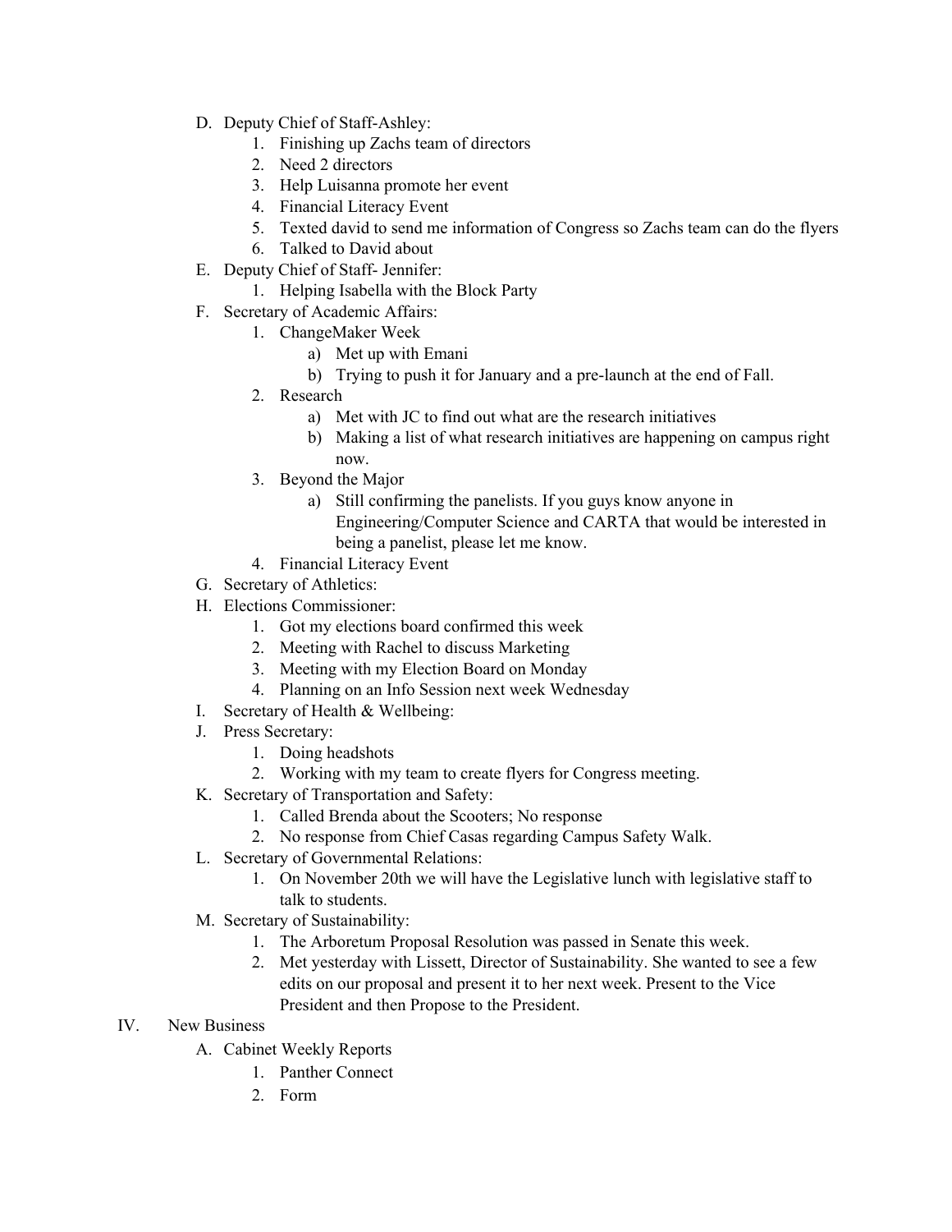D. Deputy Chief of Staff-Ashley:
    1. Finishing up Zachs team of directors
    2. Need 2 directors
    3. Help Luisanna promote her event
    4. Financial Literacy Event
    5. Texted david to send me information of Congress so Zachs team can do the flyers
    6. Talked to David about

E. Deputy Chief of Staff- Jennifer:
    1. Helping Isabella with the Block Party

F. Secretary of Academic Affairs:
    1. ChangeMaker Week
        a) Met up with Emani
        b) Trying to push it for January and a pre-launch at the end of Fall.
    2. Research
        a) Met with JC to find out what are the research initiatives
        b) Making a list of what research initiatives are happening on campus right now.
    3. Beyond the Major
        a) Still confirming the panelists. If you guys know anyone in Engineering/Computer Science and CARTA that would be interested in being a panelist, please let me know.
    4. Financial Literacy Event

G. Secretary of Athletics:

H. Elections Commissioner:
    1. Got my elections board confirmed this week
    2. Meeting with Rachel to discuss Marketing
    3. Meeting with my Election Board on Monday
    4. Planning on an Info Session next week Wednesday

I. Secretary of Health & Wellbeing:

J. Press Secretary:
    1. Doing headshots
    2. Working with my team to create flyers for Congress meeting.

K. Secretary of Transportation and Safety:
    1. Called Brenda about the Scooters; No response
    2. No response from Chief Casas regarding Campus Safety Walk.

L. Secretary of Governmental Relations:
    1. On November 20th we will have the Legislative lunch with legislative staff to talk to students.

M. Secretary of Sustainability:
    1. The Arboretum Proposal Resolution was passed in Senate this week.
    2. Met yesterday with Lissett, Director of Sustainability. She wanted to see a few edits on our proposal and present it to her next week. Present to the Vice President and then Propose to the President.

IV. New Business

A. Cabinet Weekly Reports
    1. Panther Connect
    2. Form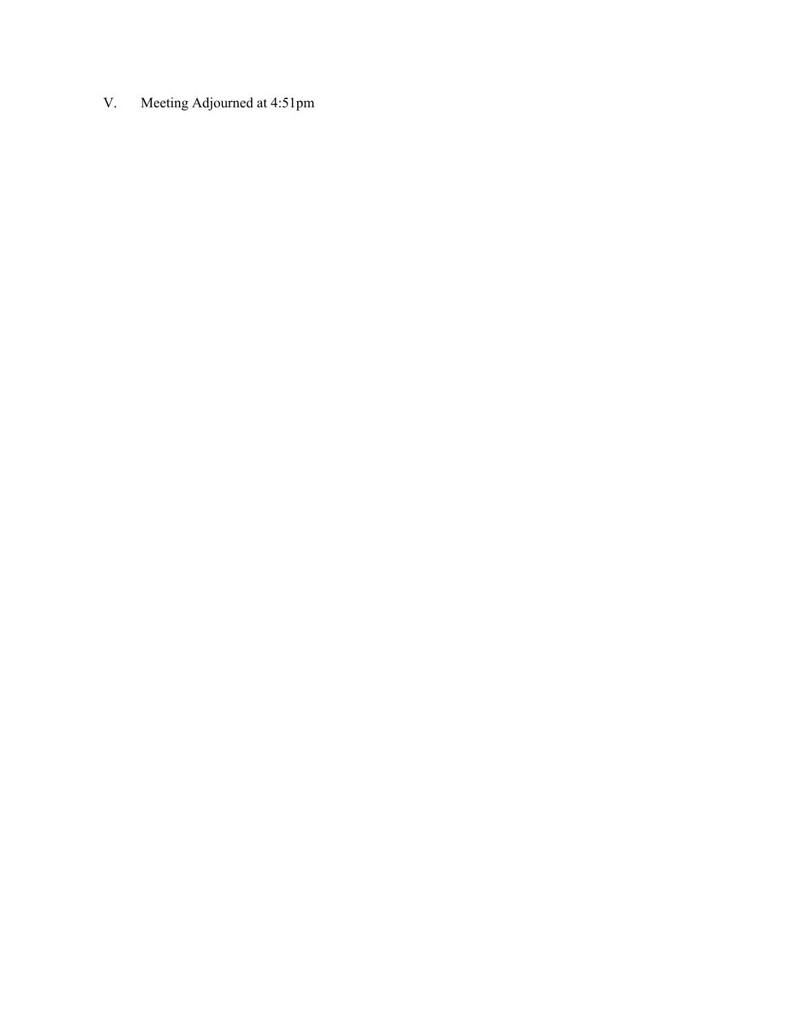V. Meeting Adjourned at 4:51pm